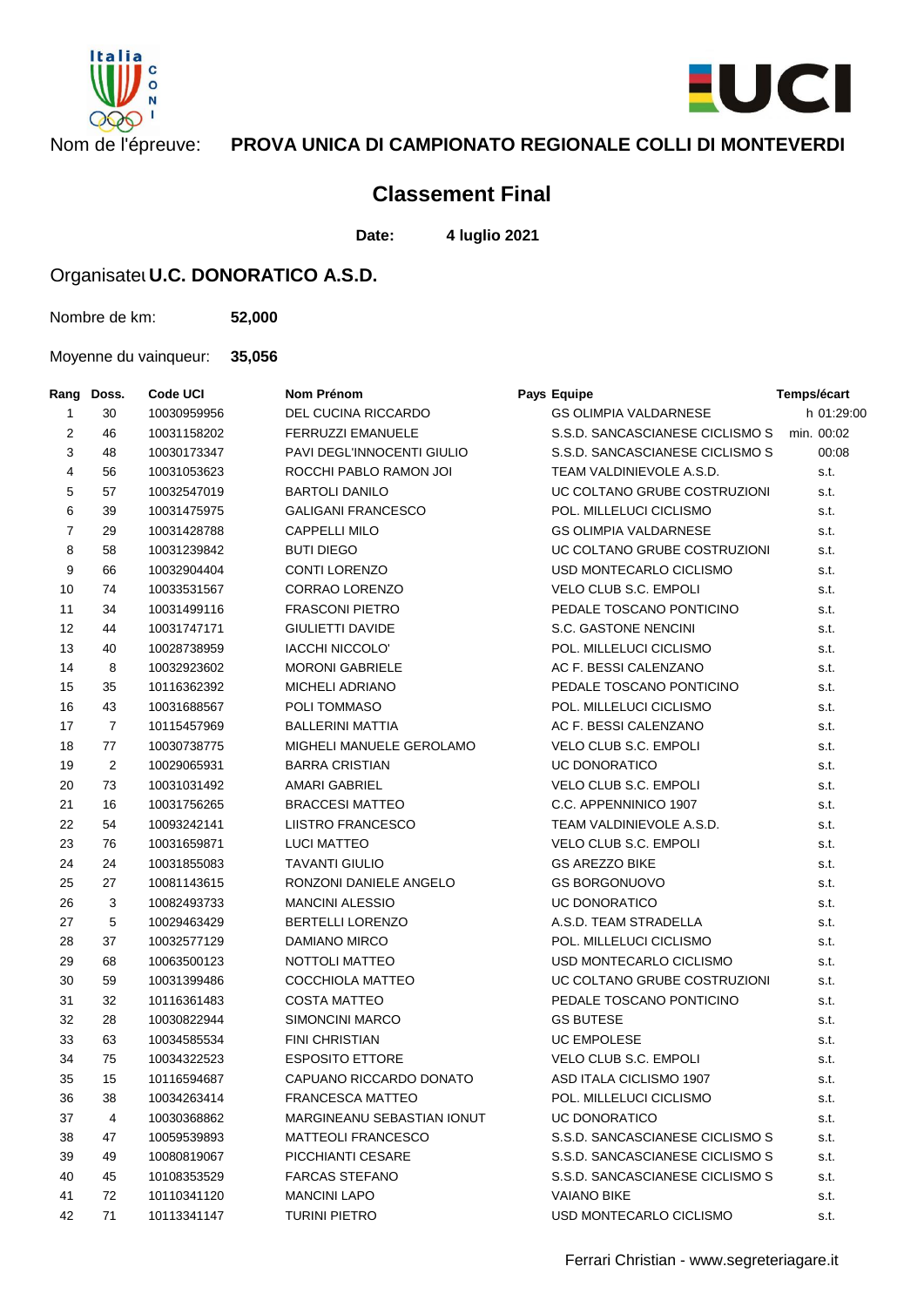Nom de l'épreuve: **PROVA UNICA DI CAMPIONATO REGIONALE COLLI DI MONTEVERDI**

# Classement Final

**Date:** **4 luglio 2021**

Organisateur **U.C. DONORATICO A.S.D.**

Nombre de km: **52,000**

Moyenne du vainqueur: **35,056**

| Rang | Doss. | Code UCI | Nom Prénom | Pays | Equipe | Temps/écart |
|---|---|---|---|---|---|---|
| 1 | 30 | 10030959956 | DEL CUCINA RICCARDO | | GS OLIMPIA VALDARNESE | h 01:29:00 |
| 2 | 46 | 10031158202 | FERRUZZI EMANUELE | | S.S.D. SANCASCIANESE CICLISMO S | min. 00:02 |
| 3 | 48 | 10030173347 | PAVI DEGL'INNOCENTI GIULIO | | S.S.D. SANCASCIANESE CICLISMO S | 00:08 |
| 4 | 56 | 10031053623 | ROCCHI PABLO RAMON JOI | | TEAM VALDINIEVOLE A.S.D. | s.t. |
| 5 | 57 | 10032547019 | BARTOLI DANILO | | UC COLTANO GRUBE COSTRUZIONI | s.t. |
| 6 | 39 | 10031475975 | GALIGANI FRANCESCO | | POL. MILLELUCI CICLISMO | s.t. |
| 7 | 29 | 10031428788 | CAPPELLI MILO | | GS OLIMPIA VALDARNESE | s.t. |
| 8 | 58 | 10031239842 | BUTI DIEGO | | UC COLTANO GRUBE COSTRUZIONI | s.t. |
| 9 | 66 | 10032904404 | CONTI LORENZO | | USD MONTECARLO CICLISMO | s.t. |
| 10 | 74 | 10033531567 | CORRAO LORENZO | | VELO CLUB S.C. EMPOLI | s.t. |
| 11 | 34 | 10031499116 | FRASCONI PIETRO | | PEDALE TOSCANO PONTICINO | s.t. |
| 12 | 44 | 10031747171 | GIULIETTI DAVIDE | | S.C. GASTONE NENCINI | s.t. |
| 13 | 40 | 10028738959 | IACCHI NICCOLO' | | POL. MILLELUCI CICLISMO | s.t. |
| 14 | 8 | 10032923602 | MORONI GABRIELE | | AC F. BESSI CALENZANO | s.t. |
| 15 | 35 | 10116362392 | MICHELI ADRIANO | | PEDALE TOSCANO PONTICINO | s.t. |
| 16 | 43 | 10031688567 | POLI TOMMASO | | POL. MILLELUCI CICLISMO | s.t. |
| 17 | 7 | 10115457969 | BALLERINI MATTIA | | AC F. BESSI CALENZANO | s.t. |
| 18 | 77 | 10030738775 | MIGHELI MANUELE GEROLAMO | | VELO CLUB S.C. EMPOLI | s.t. |
| 19 | 2 | 10029065931 | BARRA CRISTIAN | | UC DONORATICO | s.t. |
| 20 | 73 | 10031031492 | AMARI GABRIEL | | VELO CLUB S.C. EMPOLI | s.t. |
| 21 | 16 | 10031756265 | BRACCESI MATTEO | | C.C. APPENNINICO 1907 | s.t. |
| 22 | 54 | 10093242141 | LIISTRO FRANCESCO | | TEAM VALDINIEVOLE A.S.D. | s.t. |
| 23 | 76 | 10031659871 | LUCI MATTEO | | VELO CLUB S.C. EMPOLI | s.t. |
| 24 | 24 | 10031855083 | TAVANTI GIULIO | | GS AREZZO BIKE | s.t. |
| 25 | 27 | 10081143615 | RONZONI DANIELE ANGELO | | GS BORGONUOVO | s.t. |
| 26 | 3 | 10082493733 | MANCINI ALESSIO | | UC DONORATICO | s.t. |
| 27 | 5 | 10029463429 | BERTELLI LORENZO | | A.S.D. TEAM STRADELLA | s.t. |
| 28 | 37 | 10032577129 | DAMIANO MIRCO | | POL. MILLELUCI CICLISMO | s.t. |
| 29 | 68 | 10063500123 | NOTTOLI MATTEO | | USD MONTECARLO CICLISMO | s.t. |
| 30 | 59 | 10031399486 | COCCHIOLA MATTEO | | UC COLTANO GRUBE COSTRUZIONI | s.t. |
| 31 | 32 | 10116361483 | COSTA MATTEO | | PEDALE TOSCANO PONTICINO | s.t. |
| 32 | 28 | 10030822944 | SIMONCINI MARCO | | GS BUTESE | s.t. |
| 33 | 63 | 10034585534 | FINI CHRISTIAN | | UC EMPOLESE | s.t. |
| 34 | 75 | 10034322523 | ESPOSITO ETTORE | | VELO CLUB S.C. EMPOLI | s.t. |
| 35 | 15 | 10116594687 | CAPUANO RICCARDO DONATO | | ASD ITALA CICLISMO 1907 | s.t. |
| 36 | 38 | 10034263414 | FRANCESCA MATTEO | | POL. MILLELUCI CICLISMO | s.t. |
| 37 | 4 | 10030368862 | MARGINEANU SEBASTIAN IONUT | | UC DONORATICO | s.t. |
| 38 | 47 | 10059539893 | MATTEOLI FRANCESCO | | S.S.D. SANCASCIANESE CICLISMO S | s.t. |
| 39 | 49 | 10080819067 | PICCHIANTI CESARE | | S.S.D. SANCASCIANESE CICLISMO S | s.t. |
| 40 | 45 | 10108353529 | FARCAS STEFANO | | S.S.D. SANCASCIANESE CICLISMO S | s.t. |
| 41 | 72 | 10110341120 | MANCINI LAPO | | VAIANO BIKE | s.t. |
| 42 | 71 | 10113341147 | TURINI PIETRO | | USD MONTECARLO CICLISMO | s.t. |

Ferrari Christian - www.segreteriagare.it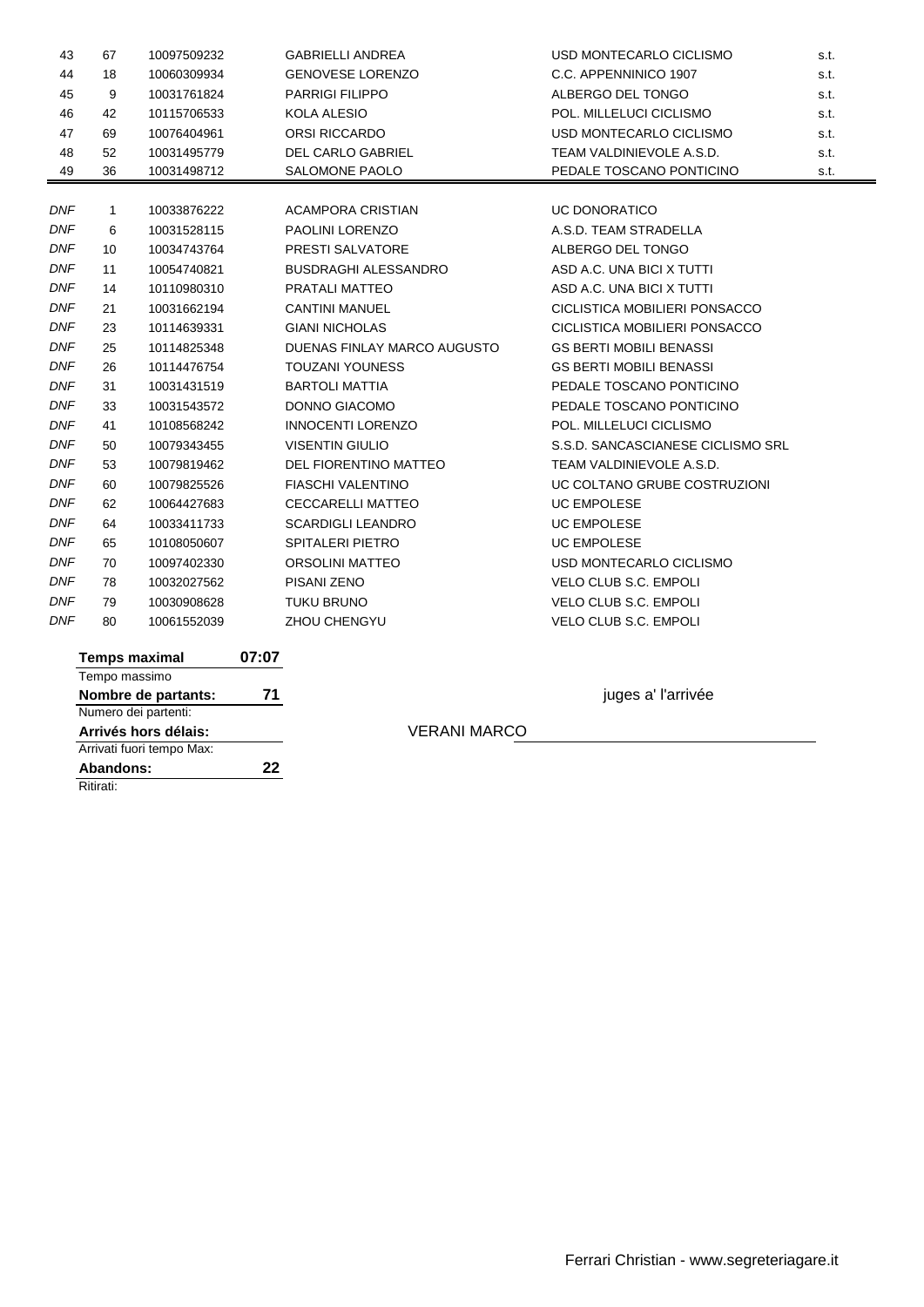| | | | | | |
|---|---|---|---|---|---|
| 43 | 67 | 10097509232 | GABRIELLI ANDREA | USD MONTECARLO CICLISMO | s.t. |
| 44 | 18 | 10060309934 | GENOVESE LORENZO | C.C. APPENNINICO 1907 | s.t. |
| 45 | 9 | 10031761824 | PARRIGI FILIPPO | ALBERGO DEL TONGO | s.t. |
| 46 | 42 | 10115706533 | KOLA ALESIO | POL. MILLELUCI CICLISMO | s.t. |
| 47 | 69 | 10076404961 | ORSI RICCARDO | USD MONTECARLO CICLISMO | s.t. |
| 48 | 52 | 10031495779 | DEL CARLO GABRIEL | TEAM VALDINIEVOLE A.S.D. | s.t. |
| 49 | 36 | 10031498712 | SALOMONE PAOLO | PEDALE TOSCANO PONTICINO | s.t. |

| | | | | |
|---|---|---|---|---|
| *DNF* | 1 | 10033876222 | ACAMPORA CRISTIAN | UC DONORATICO |
| *DNF* | 6 | 10031528115 | PAOLINI LORENZO | A.S.D. TEAM STRADELLA |
| *DNF* | 10 | 10034743764 | PRESTI SALVATORE | ALBERGO DEL TONGO |
| *DNF* | 11 | 10054740821 | BUSDRAGHI ALESSANDRO | ASD A.C. UNA BICI X TUTTI |
| *DNF* | 14 | 10110980310 | PRATALI MATTEO | ASD A.C. UNA BICI X TUTTI |
| *DNF* | 21 | 10031662194 | CANTINI MANUEL | CICLISTICA MOBILIERI PONSACCO |
| *DNF* | 23 | 10114639331 | GIANI NICHOLAS | CICLISTICA MOBILIERI PONSACCO |
| *DNF* | 25 | 10114825348 | DUENAS FINLAY MARCO AUGUSTO | GS BERTI MOBILI BENASSI |
| *DNF* | 26 | 10114476754 | TOUZANI YOUNESS | GS BERTI MOBILI BENASSI |
| *DNF* | 31 | 10031431519 | BARTOLI MATTIA | PEDALE TOSCANO PONTICINO |
| *DNF* | 33 | 10031543572 | DONNO GIACOMO | PEDALE TOSCANO PONTICINO |
| *DNF* | 41 | 10108568242 | INNOCENTI LORENZO | POL. MILLELUCI CICLISMO |
| *DNF* | 50 | 10079343455 | VISENTIN GIULIO | S.S.D. SANCASCIANESE CICLISMO SRL |
| *DNF* | 53 | 10079819462 | DEL FIORENTINO MATTEO | TEAM VALDINIEVOLE A.S.D. |
| *DNF* | 60 | 10079825526 | FIASCHI VALENTINO | UC COLTANO GRUBE COSTRUZIONI |
| *DNF* | 62 | 10064427683 | CECCARELLI MATTEO | UC EMPOLESE |
| *DNF* | 64 | 10033411733 | SCARDIGLI LEANDRO | UC EMPOLESE |
| *DNF* | 65 | 10108050607 | SPITALERI PIETRO | UC EMPOLESE |
| *DNF* | 70 | 10097402330 | ORSOLINI MATTEO | USD MONTECARLO CICLISMO |
| *DNF* | 78 | 10032027562 | PISANI ZENO | VELO CLUB S.C. EMPOLI |
| *DNF* | 79 | 10030908628 | TUKU BRUNO | VELO CLUB S.C. EMPOLI |
| *DNF* | 80 | 10061552039 | ZHOU CHENGYU | VELO CLUB S.C. EMPOLI |

| | |
|---|---|
| **Temps maximal** | **07:07** |
| Tempo massimo | |
| **Nombre de partants:** | **71** |
| Numero dei partenti: | |
| **Arrivés hors délais:** | |
| Arrivati fuori tempo Max: | |
| **Abandons:** | **22** |
| Ritirati: | |

juges a' l'arrivée

VERANI MARCO

Ferrari Christian - www.segreteriagare.it